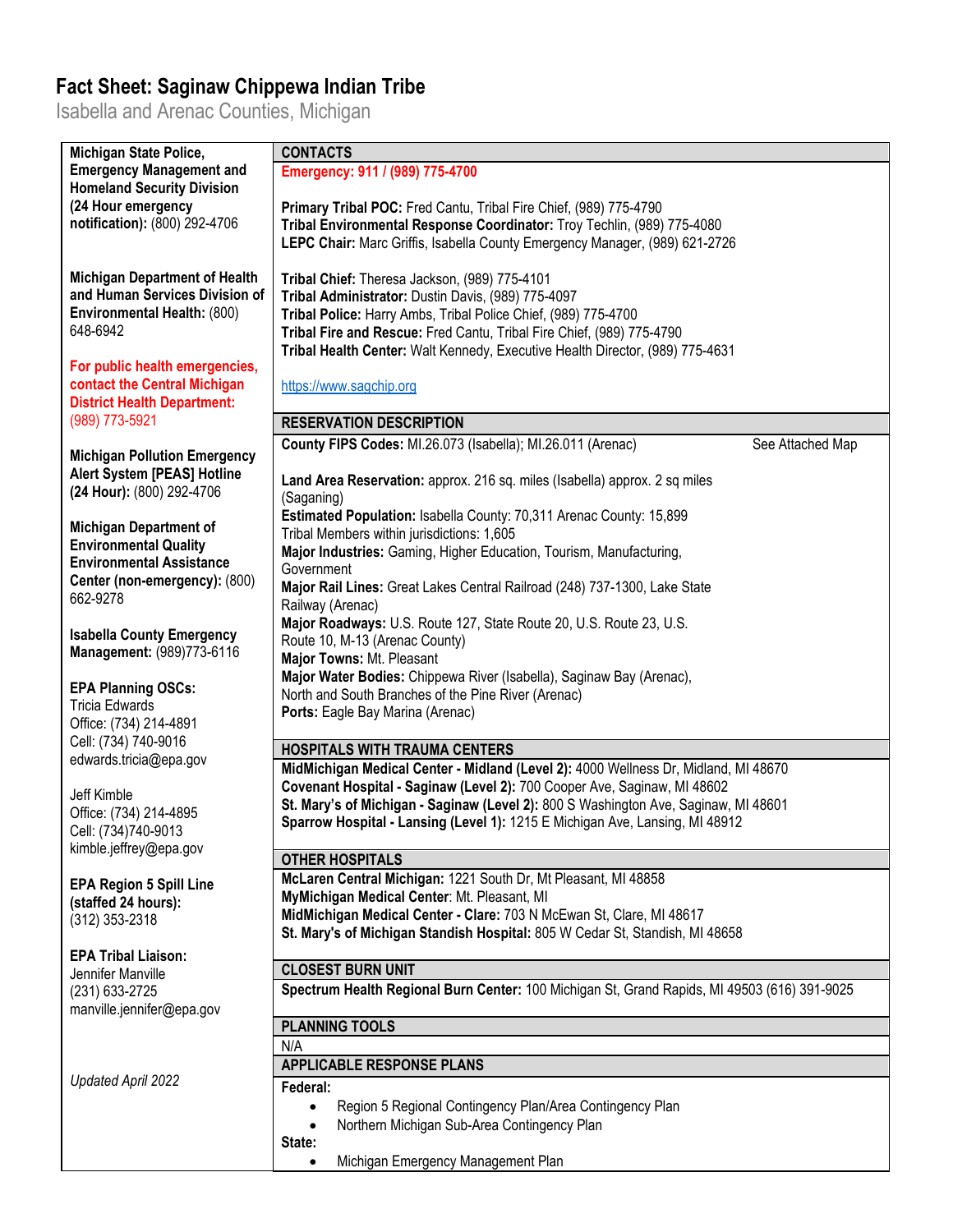# Fact Sheet: Saginaw Chippewa Indian Tribe

Isabella and Arenac Counties, Michigan

## CONTACTS

**Emergency: 911 / (989) 775-4700**

**Primary Tribal POC:** Fred Cantu, Tribal Fire Chief, (989) 775-4790
**Tribal Environmental Response Coordinator:** Troy Techlin, (989) 775-4080
**LEPC Chair:** Marc Griffis, Isabella County Emergency Manager, (989) 621-2726

**Tribal Chief:** Theresa Jackson, (989) 775-4101
**Tribal Administrator:** Dustin Davis, (989) 775-4097
**Tribal Police:** Harry Ambs, Tribal Police Chief, (989) 775-4700
**Tribal Fire and Rescue:** Fred Cantu, Tribal Fire Chief, (989) 775-4790
**Tribal Health Center:** Walt Kennedy, Executive Health Director, (989) 775-4631

https://www.sagchip.org

## RESERVATION DESCRIPTION

**County FIPS Codes:** MI.26.073 (Isabella); MI.26.011 (Arenac) — See Attached Map

**Land Area Reservation:** approx. 216 sq. miles (Isabella) approx. 2 sq miles (Saganing)
**Estimated Population:** Isabella County: 70,311 Arenac County: 15,899
Tribal Members within jurisdictions: 1,605
**Major Industries:** Gaming, Higher Education, Tourism, Manufacturing, Government
**Major Rail Lines:** Great Lakes Central Railroad (248) 737-1300, Lake State Railway (Arenac)
**Major Roadways:** U.S. Route 127, State Route 20, U.S. Route 23, U.S. Route 10, M-13 (Arenac County)
**Major Towns:** Mt. Pleasant
**Major Water Bodies:** Chippewa River (Isabella), Saginaw Bay (Arenac), North and South Branches of the Pine River (Arenac)
**Ports:** Eagle Bay Marina (Arenac)

## HOSPITALS WITH TRAUMA CENTERS

**MidMichigan Medical Center - Midland (Level 2):** 4000 Wellness Dr, Midland, MI 48670
**Covenant Hospital - Saginaw (Level 2):** 700 Cooper Ave, Saginaw, MI 48602
**St. Mary's of Michigan - Saginaw (Level 2):** 800 S Washington Ave, Saginaw, MI 48601
**Sparrow Hospital - Lansing (Level 1):** 1215 E Michigan Ave, Lansing, MI 48912

## OTHER HOSPITALS

**McLaren Central Michigan:** 1221 South Dr, Mt Pleasant, MI 48858
**MyMichigan Medical Center**: Mt. Pleasant, MI
**MidMichigan Medical Center - Clare:** 703 N McEwan St, Clare, MI 48617
**St. Mary's of Michigan Standish Hospital:** 805 W Cedar St, Standish, MI 48658

## CLOSEST BURN UNIT

**Spectrum Health Regional Burn Center:** 100 Michigan St, Grand Rapids, MI 49503 (616) 391-9025

## PLANNING TOOLS

N/A

## APPLICABLE RESPONSE PLANS

**Federal:**

- Region 5 Regional Contingency Plan/Area Contingency Plan
- Northern Michigan Sub-Area Contingency Plan

**State:**

- Michigan Emergency Management Plan

---

**Michigan State Police, Emergency Management and Homeland Security Division (24 Hour emergency notification):** (800) 292-4706

**Michigan Department of Health and Human Services Division of Environmental Health:** (800) 648-6942

**For public health emergencies, contact the Central Michigan District Health Department:** (989) 773-5921

**Michigan Pollution Emergency Alert System [PEAS] Hotline (24 Hour):** (800) 292-4706

**Michigan Department of Environmental Quality Environmental Assistance Center (non-emergency):** (800) 662-9278

**Isabella County Emergency Management:** (989)773-6116

**EPA Planning OSCs:**
Tricia Edwards
Office: (734) 214-4891
Cell: (734) 740-9016
edwards.tricia@epa.gov

Jeff Kimble
Office: (734) 214-4895
Cell: (734)740-9013
kimble.jeffrey@epa.gov

**EPA Region 5 Spill Line (staffed 24 hours):** (312) 353-2318

**EPA Tribal Liaison:**
Jennifer Manville
(231) 633-2725
manville.jennifer@epa.gov

*Updated April 2022*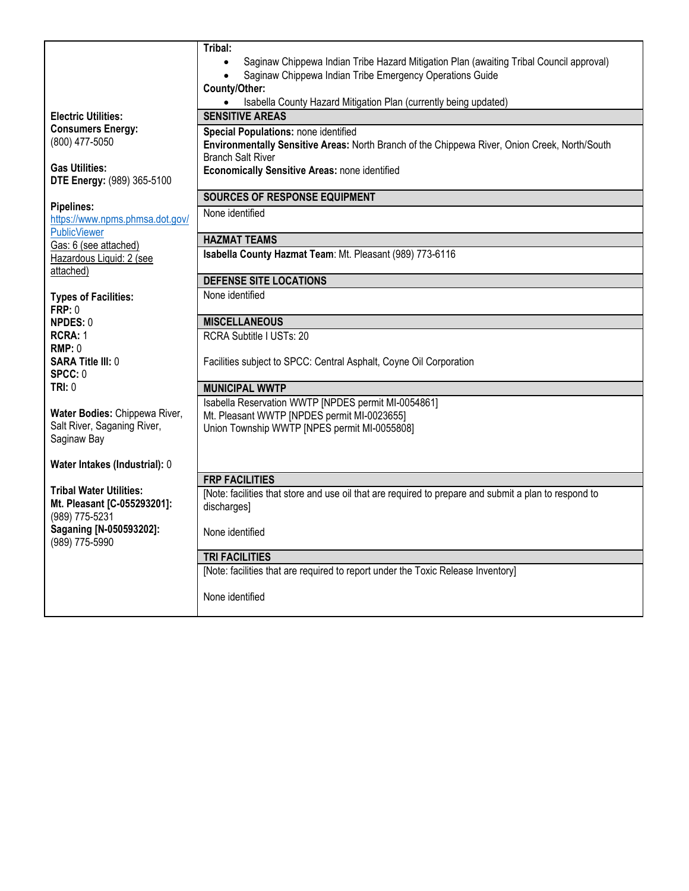| | |
|---|---|
| | **Tribal:**<br>• Saginaw Chippewa Indian Tribe Hazard Mitigation Plan (awaiting Tribal Council approval)<br>• Saginaw Chippewa Indian Tribe Emergency Operations Guide<br>**County/Other:**<br>• Isabella County Hazard Mitigation Plan (currently being updated) |
| **Electric Utilities:**<br>**Consumers Energy:** (800) 477-5050<br><br>**Gas Utilities:**<br>**DTE Energy:** (989) 365-5100<br><br>**Pipelines:**<br>https://www.npms.phmsa.dot.gov/PublicViewer<br>Gas: 6 (see attached)<br>Hazardous Liquid: 2 (see attached)<br><br>**Types of Facilities:**<br>**FRP:** 0<br>**NPDES:** 0<br>**RCRA:** 1<br>**RMP:** 0<br>**SARA Title III:** 0<br>**SPCC:** 0<br>**TRI:** 0<br><br>**Water Bodies:** Chippewa River, Salt River, Saganing River, Saginaw Bay<br><br>**Water Intakes (Industrial):** 0<br><br>**Tribal Water Utilities:**<br>**Mt. Pleasant [C-055293201]:** (989) 775-5231<br>**Saganing [N-050593202]:** (989) 775-5990 | **SENSITIVE AREAS**<br>**Special Populations:** none identified<br>**Environmentally Sensitive Areas:** North Branch of the Chippewa River, Onion Creek, North/South Branch Salt River<br>**Economically Sensitive Areas:** none identified<br><br>**SOURCES OF RESPONSE EQUIPMENT**<br>None identified<br><br>**HAZMAT TEAMS**<br>**Isabella County Hazmat Team**: Mt. Pleasant (989) 773-6116<br><br>**DEFENSE SITE LOCATIONS**<br>None identified<br><br>**MISCELLANEOUS**<br>RCRA Subtitle I USTs: 20<br><br>Facilities subject to SPCC: Central Asphalt, Coyne Oil Corporation<br><br>**MUNICIPAL WWTP**<br>Isabella Reservation WWTP [NPDES permit MI-0054861]<br>Mt. Pleasant WWTP [NPDES permit MI-0023655]<br>Union Township WWTP [NPES permit MI-0055808]<br><br>**FRP FACILITIES**<br>[Note: facilities that store and use oil that are required to prepare and submit a plan to respond to discharges]<br><br>None identified<br><br>**TRI FACILITIES**<br>[Note: facilities that are required to report under the Toxic Release Inventory]<br><br>None identified |